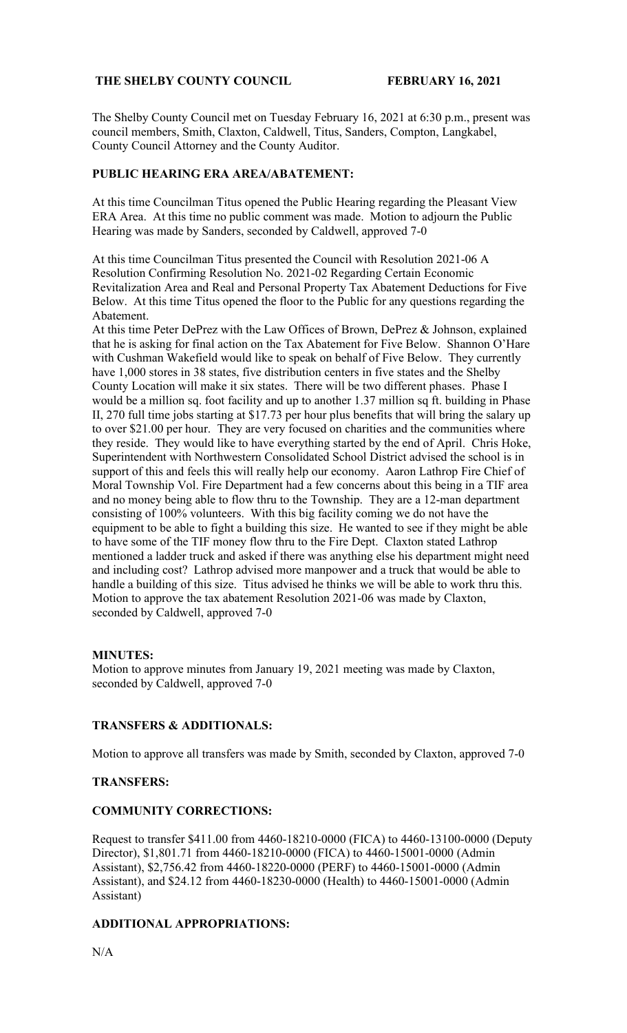**THE SHELBY COUNTY COUNCIL FEBRUARY 16, 2021**

The Shelby County Council met on Tuesday February 16, 2021 at 6:30 p.m., present was council members, Smith, Claxton, Caldwell, Titus, Sanders, Compton, Langkabel, County Council Attorney and the County Auditor.

**PUBLIC HEARING ERA AREA/ABATEMENT:**

At this time Councilman Titus opened the Public Hearing regarding the Pleasant View ERA Area. At this time no public comment was made. Motion to adjourn the Public Hearing was made by Sanders, seconded by Caldwell, approved 7-0

At this time Councilman Titus presented the Council with Resolution 2021-06 A Resolution Confirming Resolution No. 2021-02 Regarding Certain Economic Revitalization Area and Real and Personal Property Tax Abatement Deductions for Five Below. At this time Titus opened the floor to the Public for any questions regarding the Abatement.

At this time Peter DePrez with the Law Offices of Brown, DePrez & Johnson, explained that he is asking for final action on the Tax Abatement for Five Below. Shannon O'Hare with Cushman Wakefield would like to speak on behalf of Five Below. They currently have 1,000 stores in 38 states, five distribution centers in five states and the Shelby County Location will make it six states. There will be two different phases. Phase I would be a million sq. foot facility and up to another 1.37 million sq ft. building in Phase II, 270 full time jobs starting at $17.73 per hour plus benefits that will bring the salary up to over $21.00 per hour. They are very focused on charities and the communities where they reside. They would like to have everything started by the end of April. Chris Hoke, Superintendent with Northwestern Consolidated School District advised the school is in support of this and feels this will really help our economy. Aaron Lathrop Fire Chief of Moral Township Vol. Fire Department had a few concerns about this being in a TIF area and no money being able to flow thru to the Township. They are a 12-man department consisting of 100% volunteers. With this big facility coming we do not have the equipment to be able to fight a building this size. He wanted to see if they might be able to have some of the TIF money flow thru to the Fire Dept. Claxton stated Lathrop mentioned a ladder truck and asked if there was anything else his department might need and including cost? Lathrop advised more manpower and a truck that would be able to handle a building of this size. Titus advised he thinks we will be able to work thru this. Motion to approve the tax abatement Resolution 2021-06 was made by Claxton, seconded by Caldwell, approved 7-0

**MINUTES:**

Motion to approve minutes from January 19, 2021 meeting was made by Claxton, seconded by Caldwell, approved 7-0

**TRANSFERS & ADDITIONALS:**

Motion to approve all transfers was made by Smith, seconded by Claxton, approved 7-0

**TRANSFERS:**

**COMMUNITY CORRECTIONS:**

Request to transfer $411.00 from 4460-18210-0000 (FICA) to 4460-13100-0000 (Deputy Director), $1,801.71 from 4460-18210-0000 (FICA) to 4460-15001-0000 (Admin Assistant), $2,756.42 from 4460-18220-0000 (PERF) to 4460-15001-0000 (Admin Assistant), and $24.12 from 4460-18230-0000 (Health) to 4460-15001-0000 (Admin Assistant)

**ADDITIONAL APPROPRIATIONS:**

N/A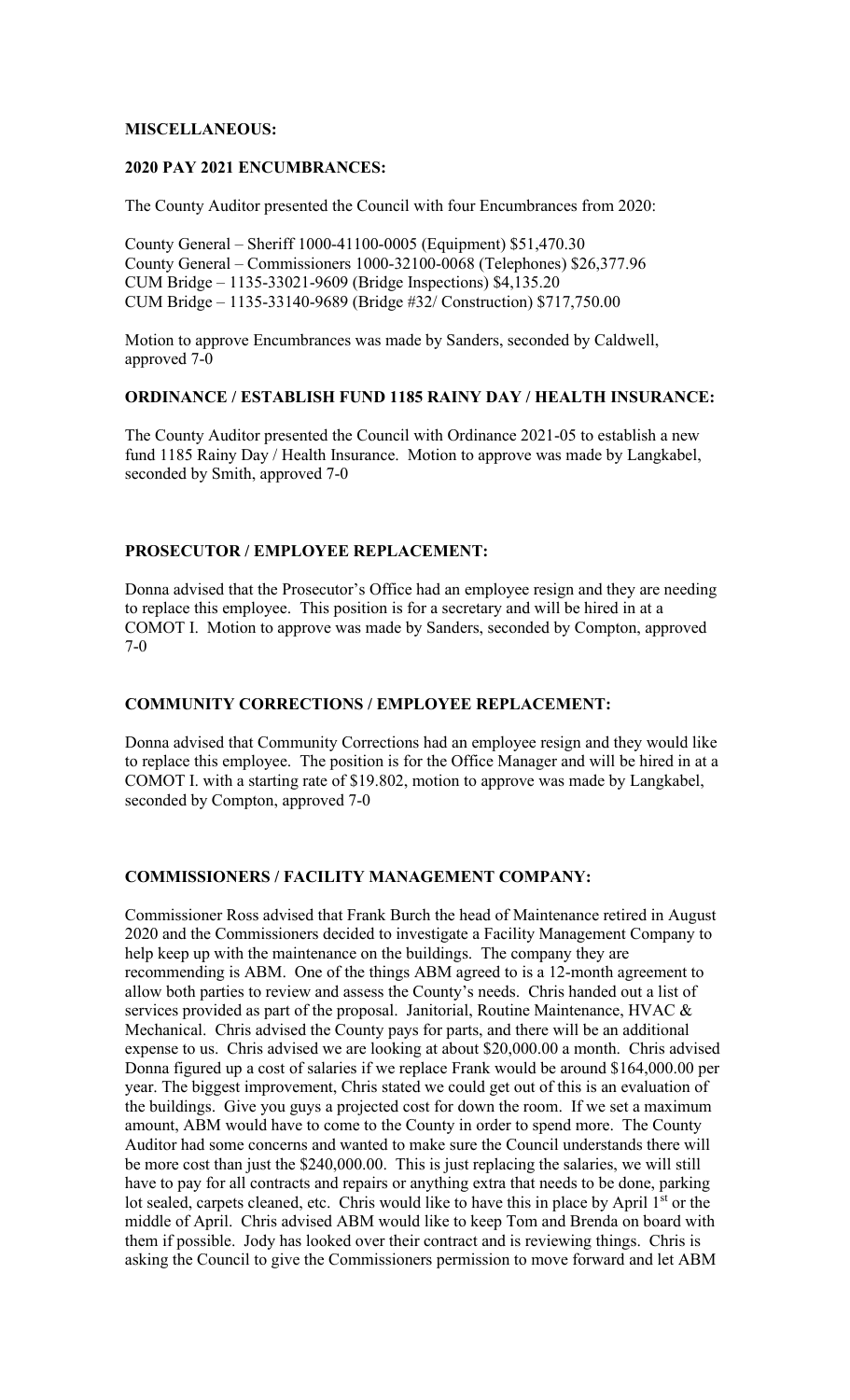**MISCELLANEOUS:**

**2020 PAY 2021 ENCUMBRANCES:**

The County Auditor presented the Council with four Encumbrances from 2020:

County General – Sheriff 1000-41100-0005 (Equipment) $51,470.30
County General – Commissioners 1000-32100-0068 (Telephones) $26,377.96
CUM Bridge – 1135-33021-9609 (Bridge Inspections) $4,135.20
CUM Bridge – 1135-33140-9689 (Bridge #32/ Construction) $717,750.00

Motion to approve Encumbrances was made by Sanders, seconded by Caldwell, approved 7-0

**ORDINANCE / ESTABLISH FUND 1185 RAINY DAY / HEALTH INSURANCE:**

The County Auditor presented the Council with Ordinance 2021-05 to establish a new fund 1185 Rainy Day / Health Insurance. Motion to approve was made by Langkabel, seconded by Smith, approved 7-0

**PROSECUTOR / EMPLOYEE REPLACEMENT:**

Donna advised that the Prosecutor's Office had an employee resign and they are needing to replace this employee. This position is for a secretary and will be hired in at a COMOT I. Motion to approve was made by Sanders, seconded by Compton, approved 7-0

**COMMUNITY CORRECTIONS / EMPLOYEE REPLACEMENT:**

Donna advised that Community Corrections had an employee resign and they would like to replace this employee. The position is for the Office Manager and will be hired in at a COMOT I. with a starting rate of $19.802, motion to approve was made by Langkabel, seconded by Compton, approved 7-0

**COMMISSIONERS / FACILITY MANAGEMENT COMPANY:**

Commissioner Ross advised that Frank Burch the head of Maintenance retired in August 2020 and the Commissioners decided to investigate a Facility Management Company to help keep up with the maintenance on the buildings. The company they are recommending is ABM. One of the things ABM agreed to is a 12-month agreement to allow both parties to review and assess the County's needs. Chris handed out a list of services provided as part of the proposal. Janitorial, Routine Maintenance, HVAC & Mechanical. Chris advised the County pays for parts, and there will be an additional expense to us. Chris advised we are looking at about $20,000.00 a month. Chris advised Donna figured up a cost of salaries if we replace Frank would be around $164,000.00 per year. The biggest improvement, Chris stated we could get out of this is an evaluation of the buildings. Give you guys a projected cost for down the room. If we set a maximum amount, ABM would have to come to the County in order to spend more. The County Auditor had some concerns and wanted to make sure the Council understands there will be more cost than just the $240,000.00. This is just replacing the salaries, we will still have to pay for all contracts and repairs or anything extra that needs to be done, parking lot sealed, carpets cleaned, etc. Chris would like to have this in place by April 1st or the middle of April. Chris advised ABM would like to keep Tom and Brenda on board with them if possible. Jody has looked over their contract and is reviewing things. Chris is asking the Council to give the Commissioners permission to move forward and let ABM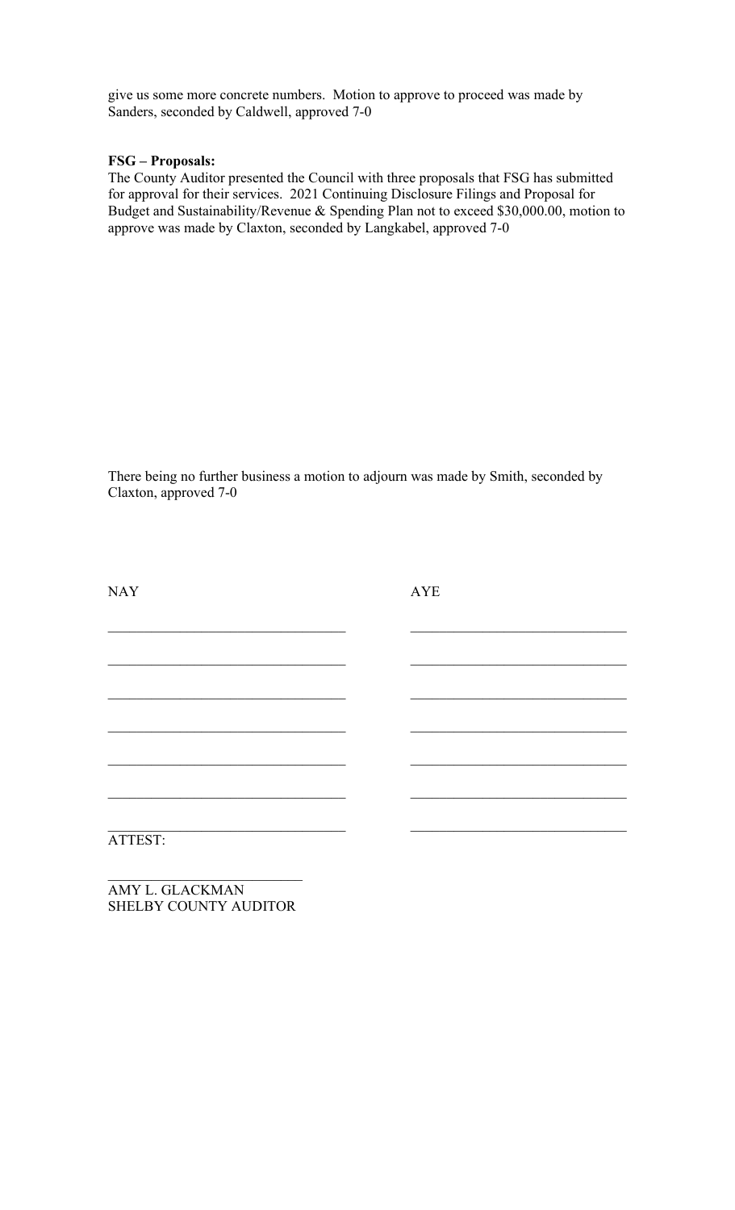give us some more concrete numbers. Motion to approve to proceed was made by Sanders, seconded by Caldwell, approved 7-0

**FSG – Proposals:**
The County Auditor presented the Council with three proposals that FSG has submitted for approval for their services. 2021 Continuing Disclosure Filings and Proposal for Budget and Sustainability/Revenue & Spending Plan not to exceed $30,000.00, motion to approve was made by Claxton, seconded by Langkabel, approved 7-0

There being no further business a motion to adjourn was made by Smith, seconded by Claxton, approved 7-0

| NAY | AYE |
|---|---|
| ______________________________ | ______________________________ |
| ______________________________ | ______________________________ |
| ______________________________ | ______________________________ |
| ______________________________ | ______________________________ |
| ______________________________ | ______________________________ |
| ______________________________ | ______________________________ |
| ______________________________ | ______________________________ |

ATTEST:

______________________________
AMY L. GLACKMAN
SHELBY COUNTY AUDITOR